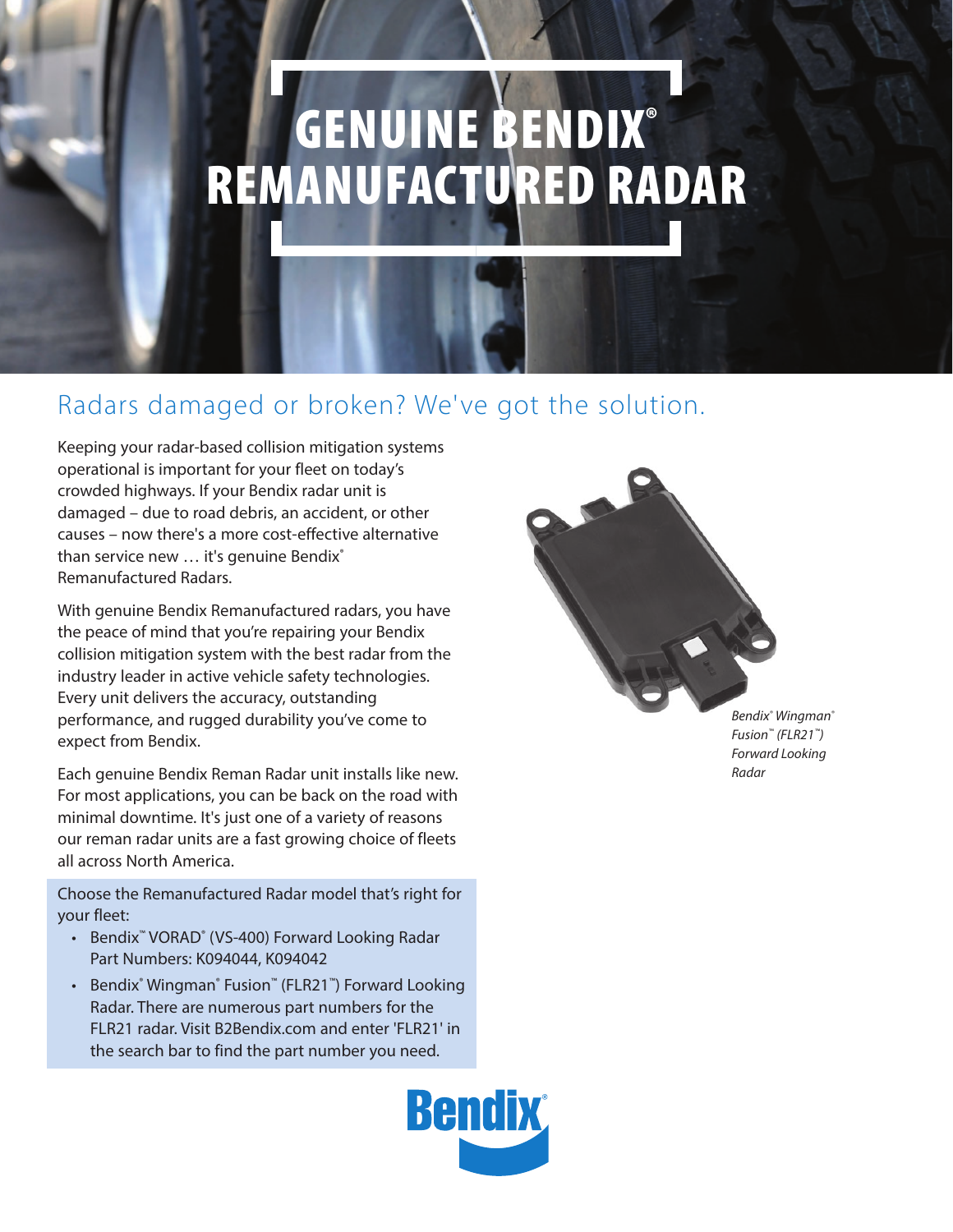# GENUINE BENDIX® REMANUFACTURED RADAR

## Radars damaged or broken? We've got the solution.

Keeping your radar-based collision mitigation systems operational is important for your fleet on today's crowded highways. If your Bendix radar unit is damaged – due to road debris, an accident, or other causes – now there's a more cost-effective alternative than service new … it's genuine Bendix® Remanufactured Radars.

With genuine Bendix Remanufactured radars, you have the peace of mind that you're repairing your Bendix collision mitigation system with the best radar from the industry leader in active vehicle safety technologies. Every unit delivers the accuracy, outstanding performance, and rugged durability you've come to expect from Bendix.

Each genuine Bendix Reman Radar unit installs like new. For most applications, you can be back on the road with minimal downtime. It's just one of a variety of reasons our reman radar units are a fast growing choice of fleets all across North America.

*Bendix® Wingman® Fusion™ (FLR21™) Forward Looking Radar*

Choose the Remanufactured Radar model that's right for your fleet:

- Bendix™ VORAD® (VS-400) Forward Looking Radar Part Numbers: K094044, K094042
- Bendix® Wingman® Fusion™ (FLR21™) Forward Looking Radar. There are numerous part numbers for the FLR21 radar. Visit B2Bendix.com and enter 'FLR21' in the search bar to find the part number you need.

Bendix®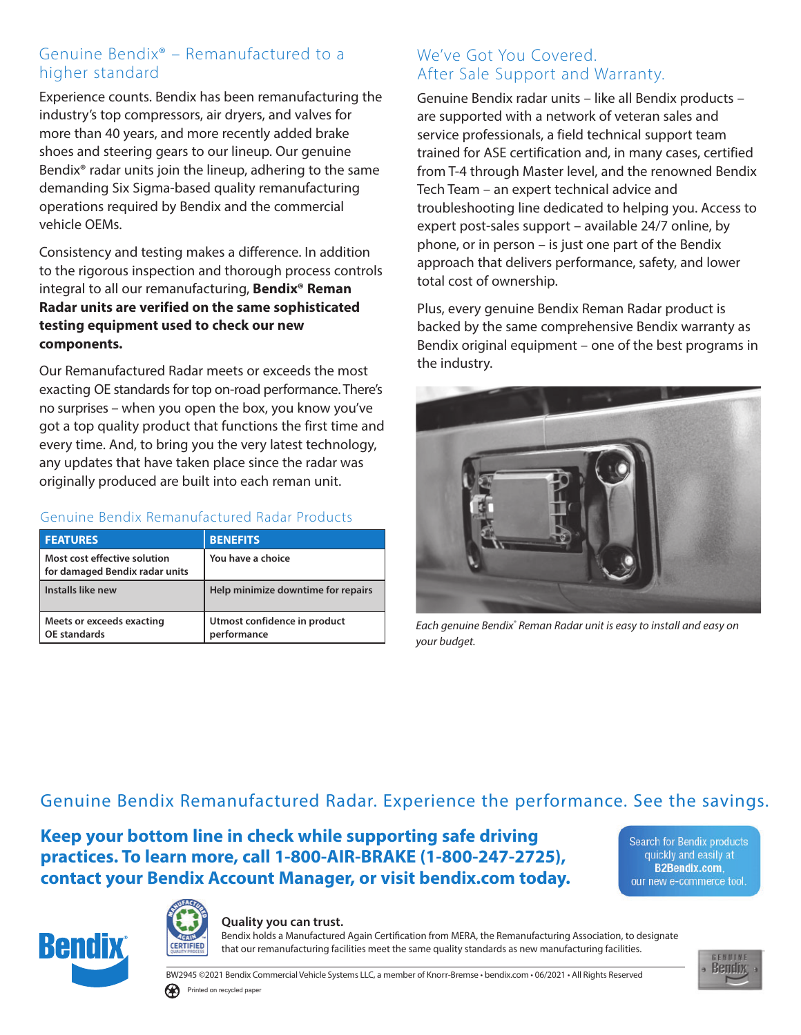## Genuine Bendix® – Remanufactured to a higher standard

Experience counts. Bendix has been remanufacturing the industry's top compressors, air dryers, and valves for more than 40 years, and more recently added brake shoes and steering gears to our lineup. Our genuine Bendix® radar units join the lineup, adhering to the same demanding Six Sigma-based quality remanufacturing operations required by Bendix and the commercial vehicle OEMs.

Consistency and testing makes a difference. In addition to the rigorous inspection and thorough process controls integral to all our remanufacturing, **Bendix® Reman Radar units are verified on the same sophisticated testing equipment used to check our new components.**

Our Remanufactured Radar meets or exceeds the most exacting OE standards for top on-road performance. There's no surprises – when you open the box, you know you've got a top quality product that functions the first time and every time. And, to bring you the very latest technology, any updates that have taken place since the radar was originally produced are built into each reman unit.

### Genuine Bendix Remanufactured Radar Products

| FEATURES | BENEFITS |
|---|---|
| Most cost effective solution for damaged Bendix radar units | You have a choice |
| Installs like new | Help minimize downtime for repairs |
| Meets or exceeds exacting OE standards | Utmost confidence in product performance |

## We've Got You Covered. After Sale Support and Warranty.

Genuine Bendix radar units – like all Bendix products – are supported with a network of veteran sales and service professionals, a field technical support team trained for ASE certification and, in many cases, certified from T-4 through Master level, and the renowned Bendix Tech Team – an expert technical advice and troubleshooting line dedicated to helping you. Access to expert post-sales support – available 24/7 online, by phone, or in person – is just one part of the Bendix approach that delivers performance, safety, and lower total cost of ownership.

Plus, every genuine Bendix Reman Radar product is backed by the same comprehensive Bendix warranty as Bendix original equipment – one of the best programs in the industry.

*Each genuine Bendix® Reman Radar unit is easy to install and easy on your budget.*

## Genuine Bendix Remanufactured Radar. Experience the performance. See the savings.

**Keep your bottom line in check while supporting safe driving practices. To learn more, call 1-800-AIR-BRAKE (1-800-247-2725), contact your Bendix Account Manager, or visit bendix.com today.**

Search for Bendix products quickly and easily at **B2Bendix.com**, our new e-commerce tool.

**Quality you can trust.**
Bendix holds a Manufactured Again Certification from MERA, the Remanufacturing Association, to designate that our remanufacturing facilities meet the same quality standards as new manufacturing facilities.

BW2945 ©2021 Bendix Commercial Vehicle Systems LLC, a member of Knorr-Bremse • bendix.com • 06/2021 • All Rights Reserved

Printed on recycled paper